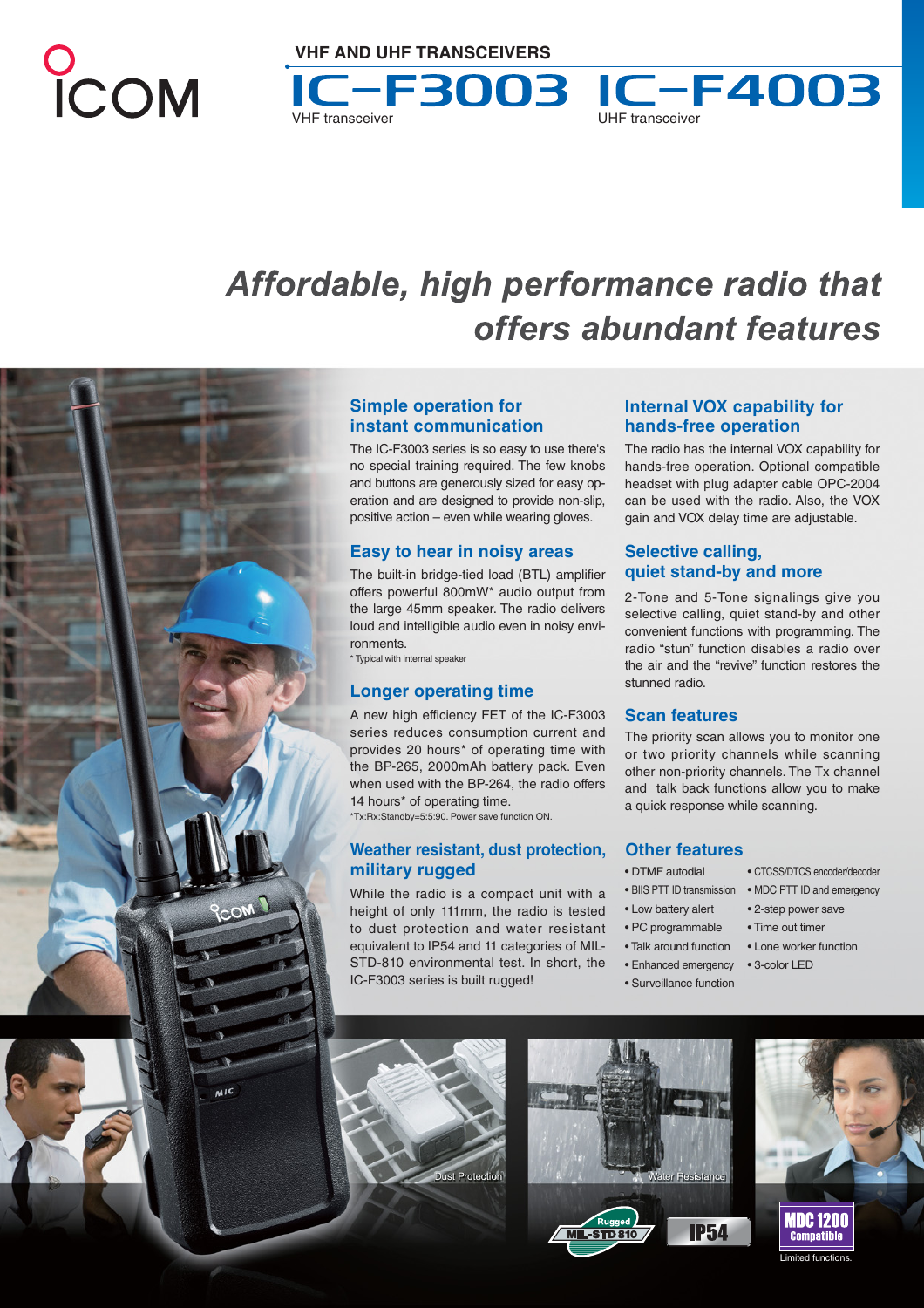# ICOM

**VHF AND UHF TRANSCEIVERS**

# IC-F3003 IC-F4003

VHF transceiver UHF transceiver

## *Affordable, high performance radio that offers abundant features*

### Simple operation for instant communication

The IC-F3003 series is so easy to use there's no special training required. The few knobs and buttons are generously sized for easy operation and are designed to provide non-slip, positive action – even while wearing gloves.

### Easy to hear in noisy areas

The built-in bridge-tied load (BTL) amplifier offers powerful 800mW* audio output from the large 45mm speaker. The radio delivers loud and intelligible audio even in noisy environments.

\* Typical with internal speaker

### Longer operating time

A new high efficiency FET of the IC-F3003 series reduces consumption current and provides 20 hours* of operating time with the BP-265, 2000mAh battery pack. Even when used with the BP-264, the radio offers 14 hours* of operating time.

\*Tx:Rx:Standby=5:5:90. Power save function ON.

### Weather resistant, dust protection, military rugged

While the radio is a compact unit with a height of only 111mm, the radio is tested to dust protection and water resistant equivalent to IP54 and 11 categories of MIL-STD-810 environmental test. In short, the IC-F3003 series is built rugged!

### Internal VOX capability for hands-free operation

The radio has the internal VOX capability for hands-free operation. Optional compatible headset with plug adapter cable OPC-2004 can be used with the radio. Also, the VOX gain and VOX delay time are adjustable.

### Selective calling, quiet stand-by and more

2-Tone and 5-Tone signalings give you selective calling, quiet stand-by and other convenient functions with programming. The radio "stun" function disables a radio over the air and the "revive" function restores the stunned radio.

### Scan features

The priority scan allows you to monitor one or two priority channels while scanning other non-priority channels. The Tx channel and talk back functions allow you to make a quick response while scanning.

### Other features

- DTMF autodial
- BIIS PTT ID transmission
- Low battery alert
- PC programmable
- Talk around function
- Enhanced emergency
- Surveillance function
- CTCSS/DTCS encoder/decoder
- MDC PTT ID and emergency
- 2-step power save
- Time out timer
- Lone worker function
- 3-color LED

Dust Protection

Water Resistance

Rugged MIL-STD 810

IP54

MDC 1200 Compatible

Limited functions.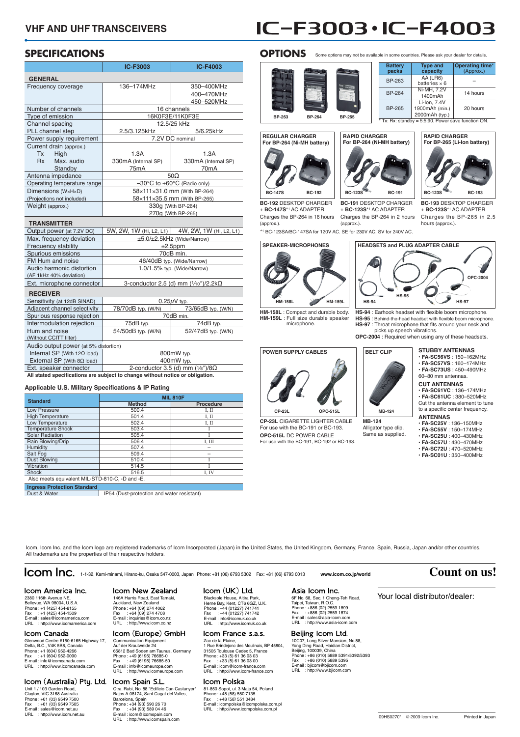## VHF AND UHF TRANSCEIVERS

# IC-F3003 • IC-F4003

## SPECIFICATIONS

| | IC-F3003 | IC-F4003 |
|---|---|---|
| **GENERAL** | | |
| Frequency coverage | 136–174MHz | 350–400MHz<br>400–470MHz<br>450–520MHz |
| Number of channels | 16 channels | |
| Type of emission | 16K0F3E/11K0F3E | |
| Channel spacing | 12.5/25 kHz | |
| PLL channel step | 2.5/3.125kHz | 5/6.25kHz |
| Power supply requirement | 7.2V DC nominal | |
| Current drain (approx.) | | |
| Tx High | 1.3A | 1.3A |
| Rx Max. audio | 330mA (Internal SP) | 330mA (Internal SP) |
| Standby | 75mA | 70mA |
| Antenna impedance | 50Ω | |
| Operating temperature range | –30°C to +60°C (Radio only) | |
| Dimensions (W×H×D) (Projections not included) | 58×111×31.0 mm (With BP-264)<br>58×111×35.5 mm (With BP-265) | |
| Weight (approx.) | 330g (With BP-264)<br>270g (With BP-265) | |
| **TRANSMITTER** | | |
| Output power (at 7.2V DC) | 5W, 2W, 1W (Hi, L2, L1) | 4W, 2W, 1W (Hi, L2, L1) |
| Max. frequency deviation | ±5.0/±2.5kHz (Wide/Narrow) | |
| Frequency stability | ±2.5ppm | |
| Spurious emissions | 70dB min. | |
| FM Hum and noise | 46/40dB typ. (Wide/Narrow) | |
| Audio harmonic distortion (AF 1kHz 40% deviation) | 1.0/1.5% typ. (Wide/Narrow) | |
| Ext. microphone connector | 3-conductor 2.5 (d) mm (1⁄10")/2.2kΩ | |
| **RECEIVER** | | |
| Sensitivity (at 12dB SINAD) | 0.25μV typ. | |
| Adjacent channel selectivity | 78/70dB typ. (W/N) | 73/65dB typ. (W/N) |
| Spurious response rejection | 70dB min. | |
| Intermodulation rejection | 75dB typ. | 74dB typ. |
| Hum and noise (Without CCITT filter) | 54/50dB typ. (W/N) | 52/47dB typ. (W/N) |
| Audio output power (at 5% distortion) | | |
| Internal SP (With 12Ω load) | 800mW typ. | |
| External SP (With 8Ω load) | 400mW typ. | |
| Ext. speaker connector | 2-conductor 3.5 (d) mm (1⁄8")/8Ω | |

**All stated specifications are subject to change without notice or obligation.**

### Applicable U.S. Military Specifications & IP Rating

| Standard | MIL 810F | |
|---|---|---|
| | Method | Procedure |
| Low Pressure | 500.4 | I, II |
| High Temperature | 501.4 | I, II |
| Low Temperature | 502.4 | I, II |
| Temperature Shock | 503.4 | I |
| Solar Radiation | 505.4 | I |
| Rain Blowing/Drip | 506.4 | I, III |
| Humidity | 507.4 | – |
| Salt Fog | 509.4 | – |
| Dust Blowing | 510.4 | I |
| Vibration | 514.5 | I |
| Shock | 516.5 | I, IV |

Also meets equivalent MIL-STD-810-C, -D and -E.

| Ingress Protection Standard | |
|---|---|
| Dust & Water | IP54 (Dust-protection and water resistant) |

## OPTIONS

Some options may not be available in some countries. Please ask your dealer for details.

BP-263 BP-264 BP-265

| Battery packs | Type and capacity | Operating time* (Approx.) |
|---|---|---|
| BP-263 | AA (LR6) batteries × 6 | – |
| BP-264 | Ni-MH, 7.2V 1400mAh | 14 hours |
| BP-265 | Li-Ion, 7.4V 1900mAh (min.) 2000mAh (typ.) | 20 hours |

\* Tx: Rx: standby = 5:5:90. Power save function ON.

**REGULAR CHARGER For BP-264 (Ni-MH battery)**

BC-147S BC-192

**BC-192** DESKTOP CHARGER + **BC-147S**[*1] AC ADAPTER
Charges the BP-264 in 16 hours (approx.).

**RAPID CHARGER For BP-264 (Ni-MH battery)**

BC-123S BC-191

**BC-191** DESKTOP CHARGER + **BC-123S**[*1] AC ADAPTER
Charges the BP-264 in 2 hours (approx.).

**RAPID CHARGER For BP-265 (Li-Ion battery)**

BC-123S BC-193

**BC-193** DESKTOP CHARGER + **BC-123S**[*1] AC ADAPTER
Charges the BP-265 in 2.5 hours (approx.).

[*1] BC-123SA/BC-147SA for 120V AC. SE for 230V AC. SV for 240V AC.

**SPEAKER-MICROPHONES**

HM-158L HM-159L

**HM-158L** : Compact and durable body.
**HM-159L** : Full size durable speaker microphone.

**HEADSETS and PLUG ADAPTER CABLE**

OPC-2004 HS-95 HS-94 HS-97

**HS-94** : Earhook headset with flexible boom microphone.
**HS-95** : Behind-the-head headset with flexible boom microphone.
**HS-97** : Throat microphone that fits around your neck and picks up speech vibrations.
**OPC-2004** : Required when using any of these headsets.

**POWER SUPPLY CABLES**

CP-23L OPC-515L

**CP-23L** CIGARETTE LIGHTER CABLE
For use with the BC-191 or BC-193.
**OPC-515L** DC POWER CABLE
For use with the BC-191, BC-192 or BC-193.

**BELT CLIP**

MB-124

**MB-124**
Alligator type clip.
Same as supplied.

**STUBBY ANTENNAS**
- **FA-SC56VS** : 150–162MHz
- **FA-SC57VS** : 160–174MHz
- **FA-SC73US** : 450–490MHz

60–80 mm antennas.

**CUT ANTENNAS**
- **FA-SC61VC** : 136–174MHz
- **FA-SC61UC** : 380–520MHz

Cut the antenna element to tune to a specific center frequency.

**ANTENNAS**
- **FA-SC25V** : 136–150MHz
- **FA-SC55V** : 150–174MHz
- **FA-SC25U** : 400–430MHz
- **FA-SC57U** : 430–470MHz
- **FA-SC72U** : 470–520MHz
- **FA-SC01U** : 350–400MHz

Icom, Icom Inc. and the Icom logo are registered trademarks of Icom Incorporated (Japan) in the United States, the United Kingdom, Germany, France, Spain, Russia, Japan and/or other countries. All trademarks are the properties of their respective holders.

**Icom Inc.** 1-1-32, Kami-minami, Hirano-ku, Osaka 547-0003, Japan Phone: +81 (06) 6793 5302 Fax: +81 (06) 6793 0013 **www.icom.co.jp/world**

**Count on us!**

**Icom America Inc.**
2380 116th Avenue NE, Bellevue, WA 98004, U.S.A.
Phone : +1 (425) 454-8155
Fax : +1 (425) 454-1509
E-mail : sales@icomamerica.com
URL : http://www.icomamerica.com

**Icom Canada**
Glenwood Centre #150-6165 Highway 17, Delta, B.C., V4K 5B8, Canada
Phone : +1 (604) 952-4266
Fax : +1 (604) 952-0090
E-mail : info@icomcanada.com
URL : http://www.icomcanada.com

**Icom (Australia) Pty. Ltd.**
Unit 1 / 103 Garden Road, Clayton, VIC 3168 Australia
Phone : +61 (03) 9549 7500
Fax : +61 (03) 9549 7505
E-mail : sales@icom.net.au
URL : http://www.icom.net.au

**Icom New Zealand**
146A Harris Road, East Tamaki, Auckland, New Zealand
Phone : +64 (09) 274 4062
Fax : +64 (09) 274 4708
E-mail : inquiries@icom.co.nz
URL : http://www.icom.co.nz

**Icom (Europe) GmbH**
Communication Equipment
Auf der Krautweide 24
65812 Bad Soden am Taunus, Germany
Phone : +49 (6196) 76685-0
Fax : +49 (6196) 76685-50
E-mail : info@icomeurope.com
URL : http://www.icomeurope.com

**Icom Spain S.L.**
Ctra. Rubi, No. 88 "Edificio Can Castanyer" Bajos A 08174, Sant Cugat del Valles, Barcelona, Spain
Phone : +34 (93) 590 26 70
Fax : +34 (93) 589 04 46
E-mail : icom@icomspain.com
URL : http://www.icomspain.com

**Icom (UK) Ltd.**
Blacksole House, Altira Park, Herne Bay, Kent, CT6 6GZ, U.K.
Phone : +44 (01227) 741741
Fax : +44 (01227) 741742
E-mail : info@icomuk.co.uk
URL : http://www.icomuk.co.uk

**Icom France s.a.s.**
Zac de la Plaine, 1 Rue Brindejonc des Moulinais, BP 45804, 31505 Toulouse Cedex 5, France
Phone : +33 (5) 61 36 03 03
Fax : +33 (5) 61 36 03 00
E-mail : icom@icom-france.com
URL : http://www.icom-france.com

**Icom Polska**
81-850 Sopot, ul. 3 Maja 54, Poland
Phone : +48 (58) 550 7135
Fax : +48 (58) 551 0484
E-mail : icompolska@icompolska.com.pl
URL : http://www.icompolska.com.pl

**Asia Icom Inc.**
6F No. 68, Sec. 1 Cheng-Teh Road, Taipei, Taiwan, R.O.C.
Phone : +886 (02) 2559 1899
Fax : +886 (02) 2559 1874
E-mail : sales@asia-icom.com
URL : http://www.asia-icom.com

**Beijing Icom Ltd.**
10C07, Long Silver Mansion, No.88, Yong Ding Road, Haidian District, Beijing, 100039, China
Phone : +86 (010) 5889 5391/5392/5393
Fax : +86 (010) 5889 5395
E-mail : bjicom@bjicom.com
URL : http://www.bjicom.com

Your local distributor/dealer:

09HS0270* © 2009 Icom Inc. Printed in Japan